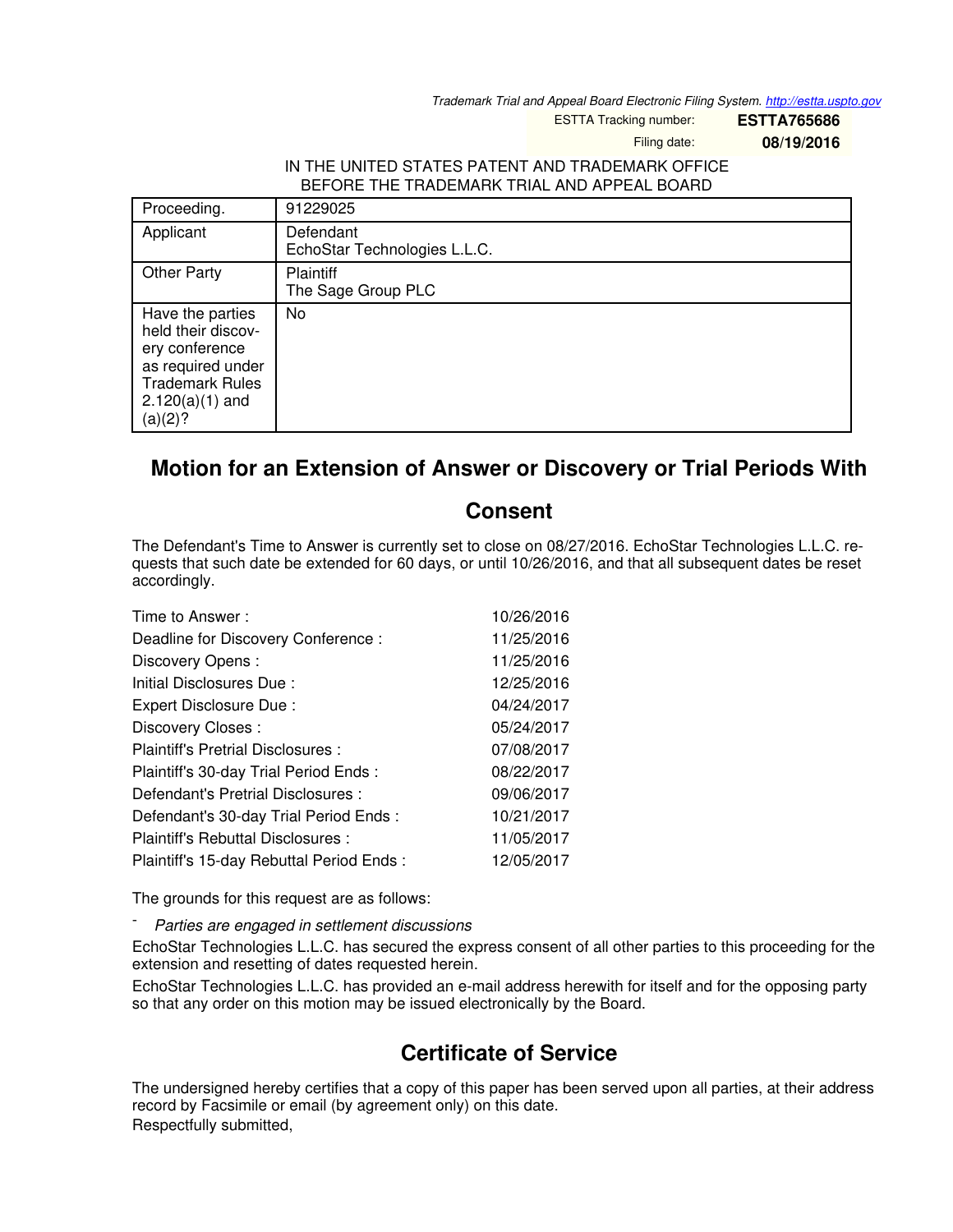Trademark Trial and Appeal Board Electronic Filing System. http://estta.uspto.gov

ESTTA Tracking number: **ESTTA765686**

Filing date: **08/19/2016**

IN THE UNITED STATES PATENT AND TRADEMARK OFFICE
BEFORE THE TRADEMARK TRIAL AND APPEAL BOARD

| | |
|---|---|
| Proceeding. | 91229025 |
| Applicant | Defendant<br>EchoStar Technologies L.L.C. |
| Other Party | Plaintiff<br>The Sage Group PLC |
| Have the parties held their discovery conference as required under Trademark Rules 2.120(a)(1) and (a)(2)? | No |

## Motion for an Extension of Answer or Discovery or Trial Periods With Consent

The Defendant's Time to Answer is currently set to close on 08/27/2016. EchoStar Technologies L.L.C. requests that such date be extended for 60 days, or until 10/26/2016, and that all subsequent dates be reset accordingly.

| | |
|---|---|
| Time to Answer : | 10/26/2016 |
| Deadline for Discovery Conference : | 11/25/2016 |
| Discovery Opens : | 11/25/2016 |
| Initial Disclosures Due : | 12/25/2016 |
| Expert Disclosure Due : | 04/24/2017 |
| Discovery Closes : | 05/24/2017 |
| Plaintiff's Pretrial Disclosures : | 07/08/2017 |
| Plaintiff's 30-day Trial Period Ends : | 08/22/2017 |
| Defendant's Pretrial Disclosures : | 09/06/2017 |
| Defendant's 30-day Trial Period Ends : | 10/21/2017 |
| Plaintiff's Rebuttal Disclosures : | 11/05/2017 |
| Plaintiff's 15-day Rebuttal Period Ends : | 12/05/2017 |

The grounds for this request are as follows:

- *Parties are engaged in settlement discussions*

EchoStar Technologies L.L.C. has secured the express consent of all other parties to this proceeding for the extension and resetting of dates requested herein.

EchoStar Technologies L.L.C. has provided an e-mail address herewith for itself and for the opposing party so that any order on this motion may be issued electronically by the Board.

## Certificate of Service

The undersigned hereby certifies that a copy of this paper has been served upon all parties, at their address record by Facsimile or email (by agreement only) on this date.

Respectfully submitted,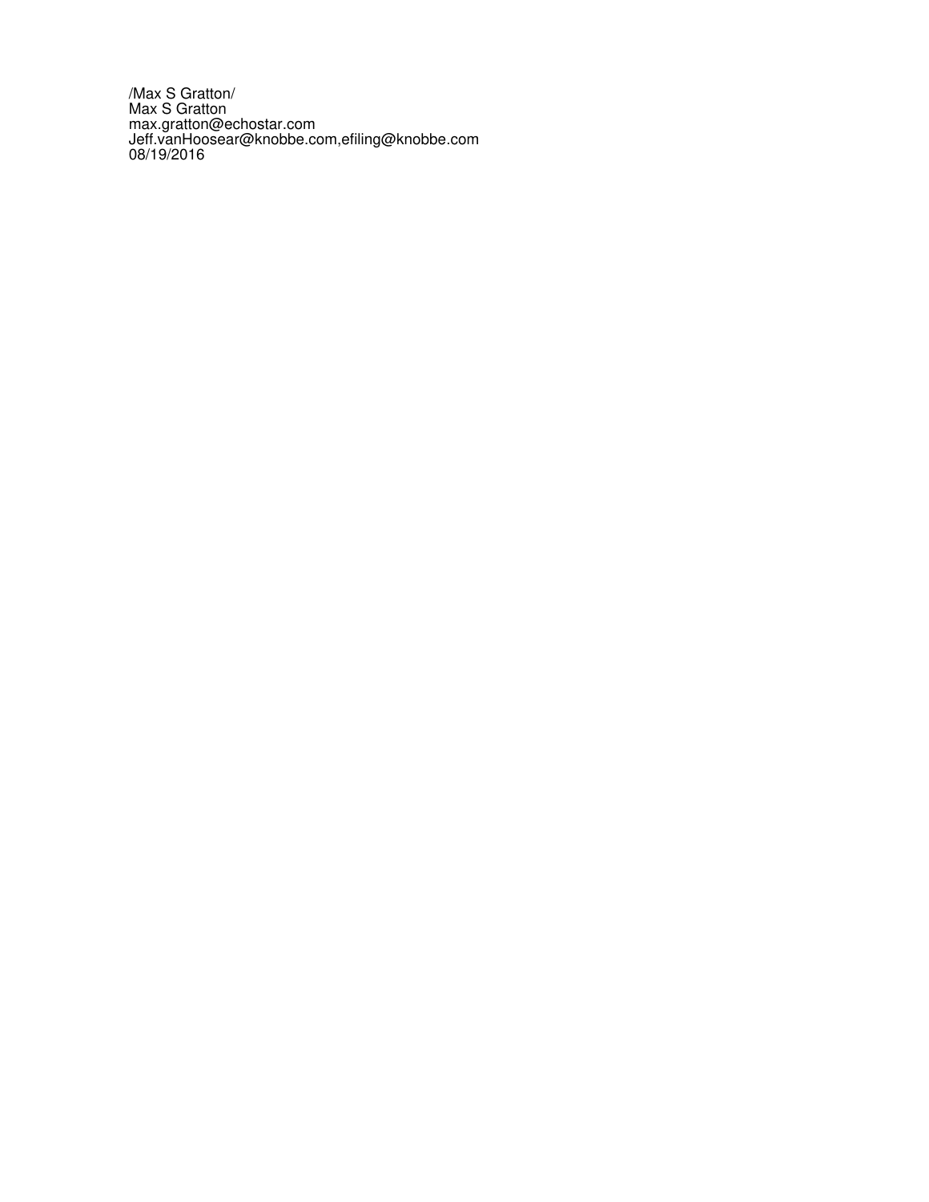/Max S Gratton/
Max S Gratton
max.gratton@echostar.com
Jeff.vanHoosear@knobbe.com,efiling@knobbe.com
08/19/2016